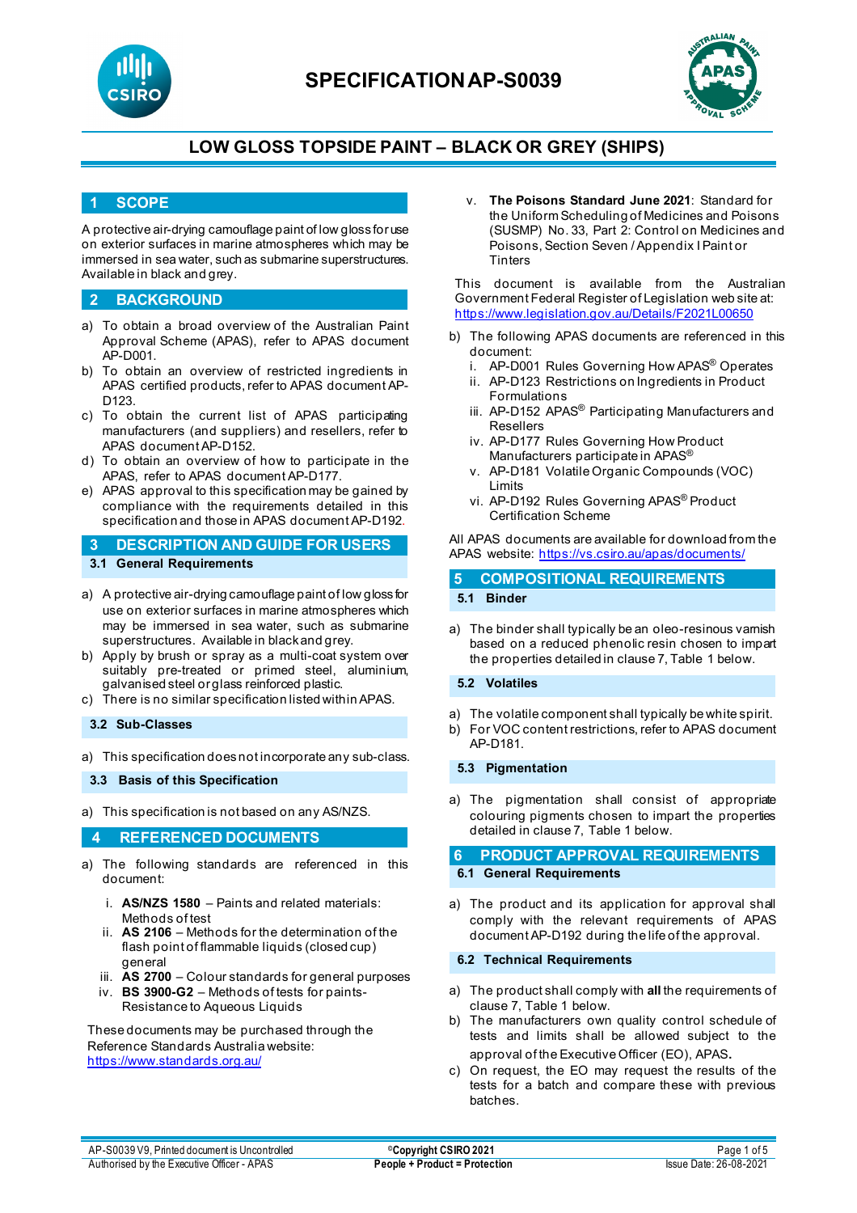# SPECIFICATION AP-S0039

## LOW GLOSS TOPSIDE PAINT – BLACK OR GREY (SHIPS)

## 1 SCOPE

A protective air-drying camouflage paint of low gloss for use on exterior surfaces in marine atmospheres which may be immersed in sea water, such as submarine superstructures. Available in black and grey.

## 2 BACKGROUND

a) To obtain a broad overview of the Australian Paint Approval Scheme (APAS), refer to APAS document AP-D001.
b) To obtain an overview of restricted ingredients in APAS certified products, refer to APAS document AP-D123.
c) To obtain the current list of APAS participating manufacturers (and suppliers) and resellers, refer to APAS document AP-D152.
d) To obtain an overview of how to participate in the APAS, refer to APAS document AP-D177.
e) APAS approval to this specification may be gained by compliance with the requirements detailed in this specification and those in APAS document AP-D192.

## 3 DESCRIPTION AND GUIDE FOR USERS

### 3.1 General Requirements

a) A protective air-drying camouflage paint of low gloss for use on exterior surfaces in marine atmospheres which may be immersed in sea water, such as submarine superstructures. Available in black and grey.
b) Apply by brush or spray as a multi-coat system over suitably pre-treated or primed steel, aluminium, galvanised steel or glass reinforced plastic.
c) There is no similar specification listed within APAS.

### 3.2 Sub-Classes

a) This specification does not incorporate any sub-class.

### 3.3 Basis of this Specification

a) This specification is not based on any AS/NZS.

## 4 REFERENCED DOCUMENTS

a) The following standards are referenced in this document:

   i. **AS/NZS 1580** – Paints and related materials: Methods of test
   ii. **AS 2106** – Methods for the determination of the flash point of flammable liquids (closed cup) general
   iii. **AS 2700** – Colour standards for general purposes
   iv. **BS 3900-G2** – Methods of tests for paints-Resistance to Aqueous Liquids

   These documents may be purchased through the Reference Standards Australia website: https://www.standards.org.au/

   v. **The Poisons Standard June 2021**: Standard for the Uniform Scheduling of Medicines and Poisons (SUSMP) No. 33, Part 2: Control on Medicines and Poisons, Section Seven / Appendix I Paint or Tinters

   This document is available from the Australian Government Federal Register of Legislation web site at: https://www.legislation.gov.au/Details/F2021L00650

b) The following APAS documents are referenced in this document:

   i. AP-D001 Rules Governing How APAS® Operates
   ii. AP-D123 Restrictions on Ingredients in Product Formulations
   iii. AP-D152 APAS® Participating Manufacturers and Resellers
   iv. AP-D177 Rules Governing How Product Manufacturers participate in APAS®
   v. AP-D181 Volatile Organic Compounds (VOC) Limits
   vi. AP-D192 Rules Governing APAS® Product Certification Scheme

All APAS documents are available for download from the APAS website: https://vs.csiro.au/apas/documents/

## 5 COMPOSITIONAL REQUIREMENTS

### 5.1 Binder

a) The binder shall typically be an oleo-resinous varnish based on a reduced phenolic resin chosen to impart the properties detailed in clause 7, Table 1 below.

### 5.2 Volatiles

a) The volatile component shall typically be white spirit.
b) For VOC content restrictions, refer to APAS document AP-D181.

### 5.3 Pigmentation

a) The pigmentation shall consist of appropriate colouring pigments chosen to impart the properties detailed in clause 7, Table 1 below.

## 6 PRODUCT APPROVAL REQUIREMENTS

### 6.1 General Requirements

a) The product and its application for approval shall comply with the relevant requirements of APAS document AP-D192 during the life of the approval.

### 6.2 Technical Requirements

a) The product shall comply with **all** the requirements of clause 7, Table 1 below.
b) The manufacturers own quality control schedule of tests and limits shall be allowed subject to the approval of the Executive Officer (EO), APAS.
c) On request, the EO may request the results of the tests for a batch and compare these with previous batches.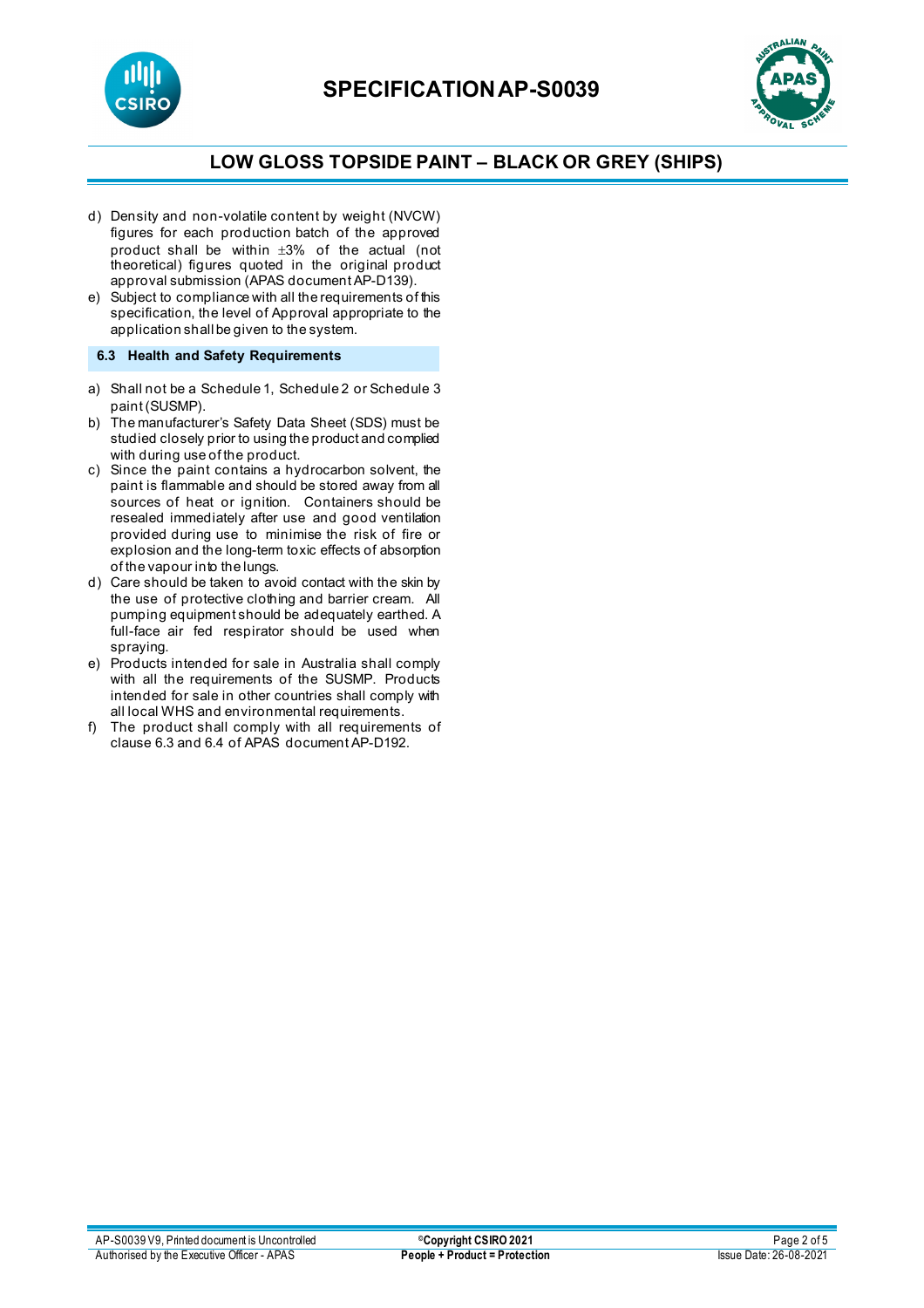d) Density and non-volatile content by weight (NVCW) figures for each production batch of the approved product shall be within ±3% of the actual (not theoretical) figures quoted in the original product approval submission (APAS document AP-D139).
e) Subject to compliance with all the requirements of this specification, the level of Approval appropriate to the application shall be given to the system.

### 6.3 Health and Safety Requirements

a) Shall not be a Schedule 1, Schedule 2 or Schedule 3 paint (SUSMP).
b) The manufacturer's Safety Data Sheet (SDS) must be studied closely prior to using the product and complied with during use of the product.
c) Since the paint contains a hydrocarbon solvent, the paint is flammable and should be stored away from all sources of heat or ignition. Containers should be resealed immediately after use and good ventilation provided during use to minimise the risk of fire or explosion and the long-term toxic effects of absorption of the vapour into the lungs.
d) Care should be taken to avoid contact with the skin by the use of protective clothing and barrier cream. All pumping equipment should be adequately earthed. A full-face air fed respirator should be used when spraying.
e) Products intended for sale in Australia shall comply with all the requirements of the SUSMP. Products intended for sale in other countries shall comply with all local WHS and environmental requirements.
f) The product shall comply with all requirements of clause 6.3 and 6.4 of APAS document AP-D192.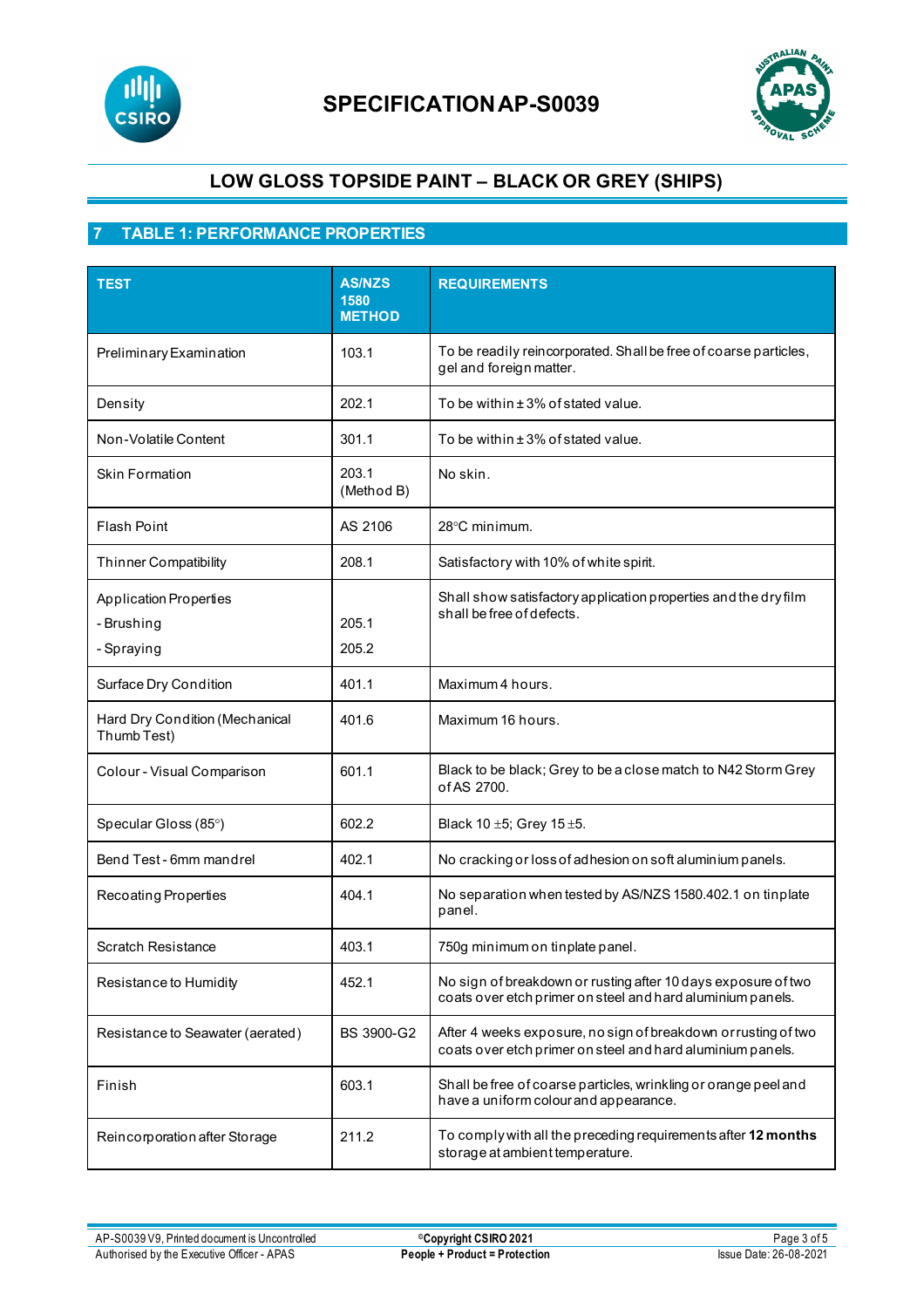# SPECIFICATION AP-S0039

## LOW GLOSS TOPSIDE PAINT – BLACK OR GREY (SHIPS)

## 7 TABLE 1: PERFORMANCE PROPERTIES

| TEST | AS/NZS 1580 METHOD | REQUIREMENTS |
|---|---|---|
| Preliminary Examination | 103.1 | To be readily reincorporated. Shall be free of coarse particles, gel and foreign matter. |
| Density | 202.1 | To be within ± 3% of stated value. |
| Non-Volatile Content | 301.1 | To be within ± 3% of stated value. |
| Skin Formation | 203.1 (Method B) | No skin. |
| Flash Point | AS 2106 | 28°C minimum. |
| Thinner Compatibility | 208.1 | Satisfactory with 10% of white spirit. |
| Application Properties<br>- Brushing<br>- Spraying | <br>205.1<br>205.2 | Shall show satisfactory application properties and the dry film shall be free of defects. |
| Surface Dry Condition | 401.1 | Maximum 4 hours. |
| Hard Dry Condition (Mechanical Thumb Test) | 401.6 | Maximum 16 hours. |
| Colour - Visual Comparison | 601.1 | Black to be black; Grey to be a close match to N42 Storm Grey of AS 2700. |
| Specular Gloss (85°) | 602.2 | Black 10 ±5; Grey 15 ±5. |
| Bend Test - 6mm mandrel | 402.1 | No cracking or loss of adhesion on soft aluminium panels. |
| Recoating Properties | 404.1 | No separation when tested by AS/NZS 1580.402.1 on tinplate panel. |
| Scratch Resistance | 403.1 | 750g minimum on tinplate panel. |
| Resistance to Humidity | 452.1 | No sign of breakdown or rusting after 10 days exposure of two coats over etch primer on steel and hard aluminium panels. |
| Resistance to Seawater (aerated) | BS 3900-G2 | After 4 weeks exposure, no sign of breakdown or rusting of two coats over etch primer on steel and hard aluminium panels. |
| Finish | 603.1 | Shall be free of coarse particles, wrinkling or orange peel and have a uniform colour and appearance. |
| Reincorporation after Storage | 211.2 | To comply with all the preceding requirements after **12 months** storage at ambient temperature. |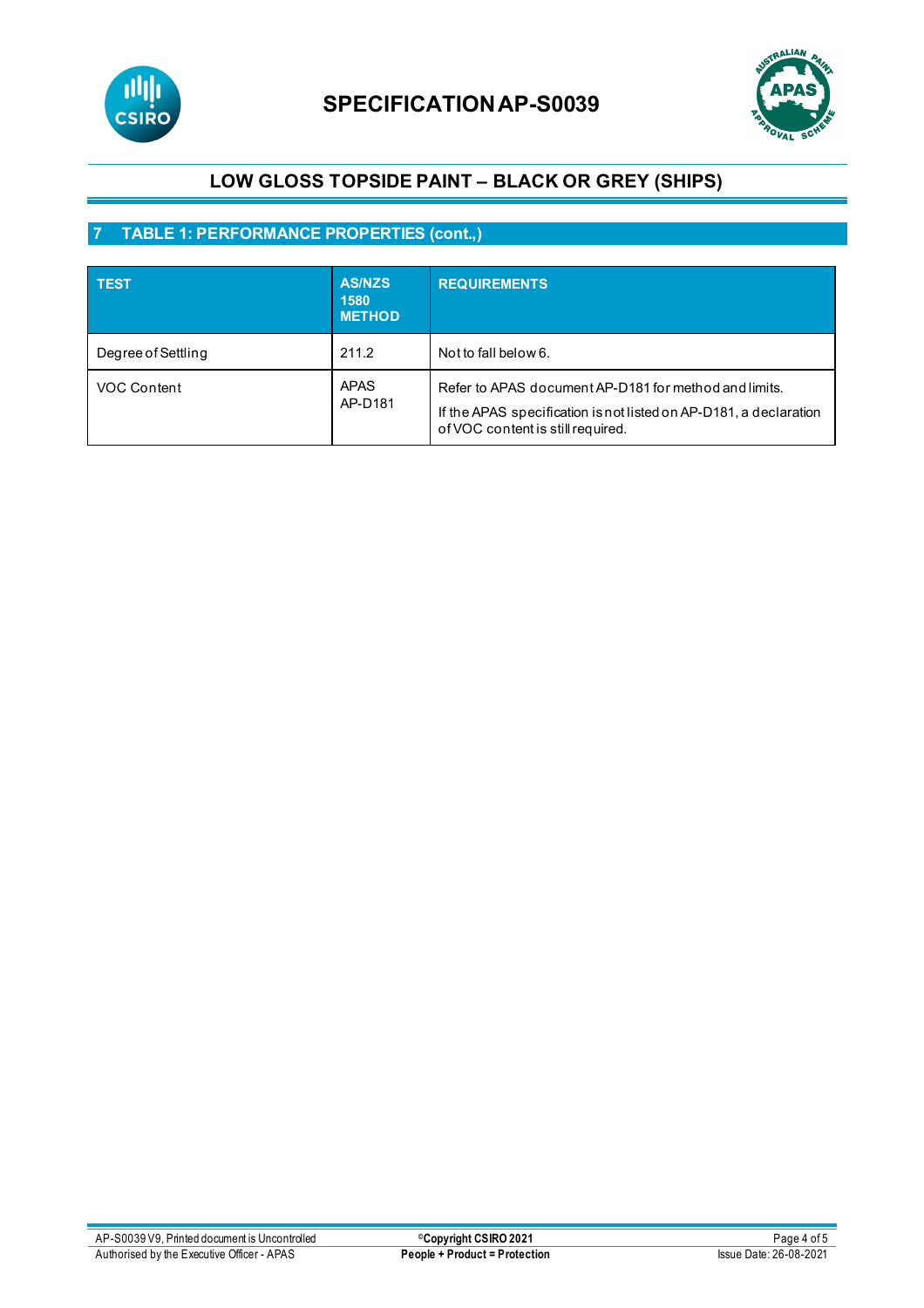# SPECIFICATION AP-S0039

## LOW GLOSS TOPSIDE PAINT – BLACK OR GREY (SHIPS)

### 7 TABLE 1: PERFORMANCE PROPERTIES (cont.,)

| TEST | AS/NZS 1580 METHOD | REQUIREMENTS |
|---|---|---|
| Degree of Settling | 211.2 | Not to fall below 6. |
| VOC Content | APAS AP-D181 | Refer to APAS document AP-D181 for method and limits.<br>If the APAS specification is not listed on AP-D181, a declaration of VOC content is still required. |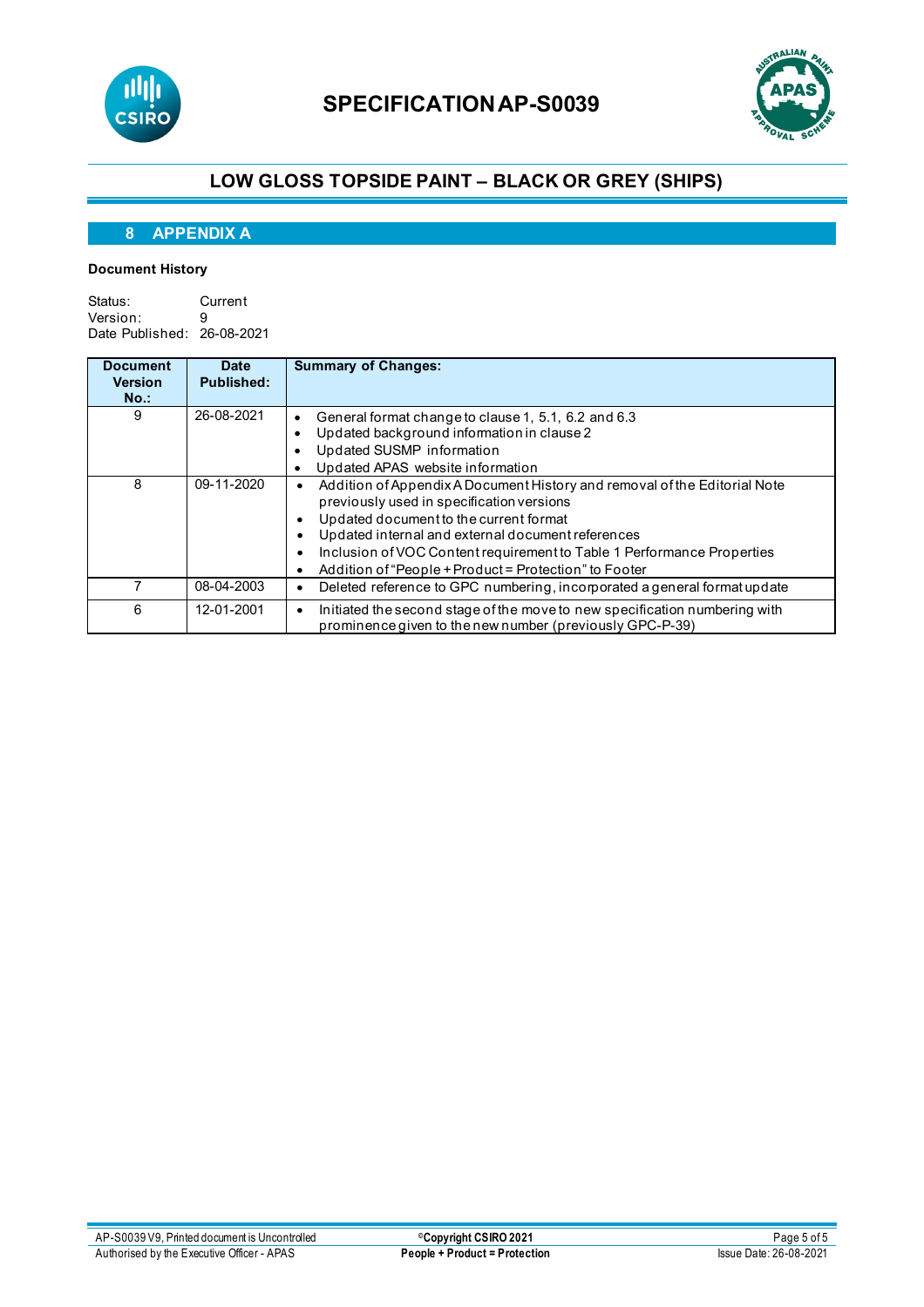## 8 APPENDIX A

**Document History**

Status: Current
Version: 9
Date Published: 26-08-2021

| Document Version No.: | Date Published: | Summary of Changes: |
|---|---|---|
| 9 | 26-08-2021 | • General format change to clause 1, 5.1, 6.2 and 6.3<br>• Updated background information in clause 2<br>• Updated SUSMP information<br>• Updated APAS website information |
| 8 | 09-11-2020 | • Addition of Appendix A Document History and removal of the Editorial Note previously used in specification versions<br>• Updated document to the current format<br>• Updated internal and external document references<br>• Inclusion of VOC Content requirement to Table 1 Performance Properties<br>• Addition of "People + Product = Protection" to Footer |
| 7 | 08-04-2003 | • Deleted reference to GPC numbering, incorporated a general format update |
| 6 | 12-01-2001 | • Initiated the second stage of the move to new specification numbering with prominence given to the new number (previously GPC-P-39) |